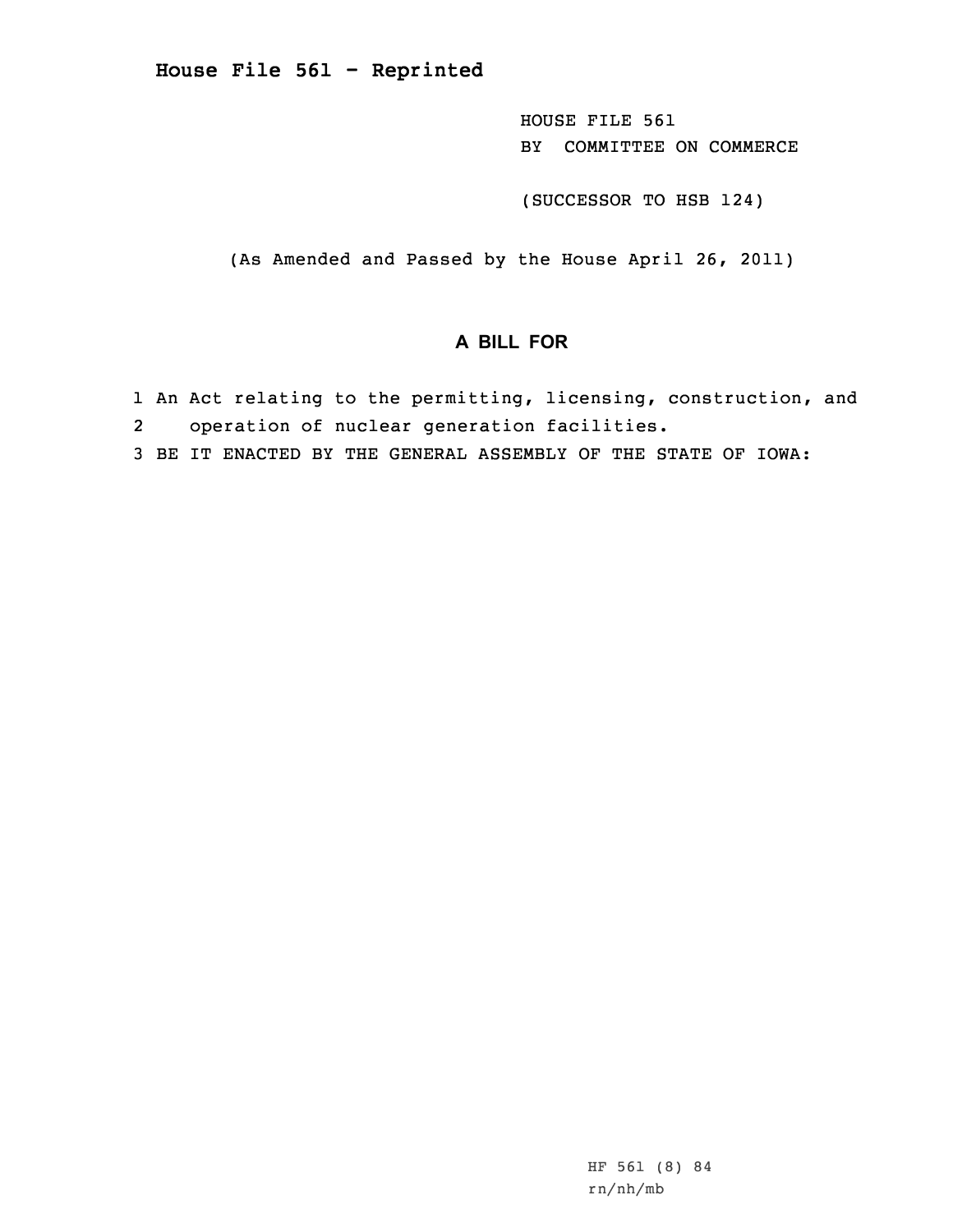# House File 561 - Reprinted

HOUSE FILE 561
BY COMMITTEE ON COMMERCE

(SUCCESSOR TO HSB 124)

(As Amended and Passed by the House April 26, 2011)

## A BILL FOR

1 An Act relating to the permitting, licensing, construction, and
2 operation of nuclear generation facilities.
3 BE IT ENACTED BY THE GENERAL ASSEMBLY OF THE STATE OF IOWA:

HF 561 (8) 84
rn/nh/mb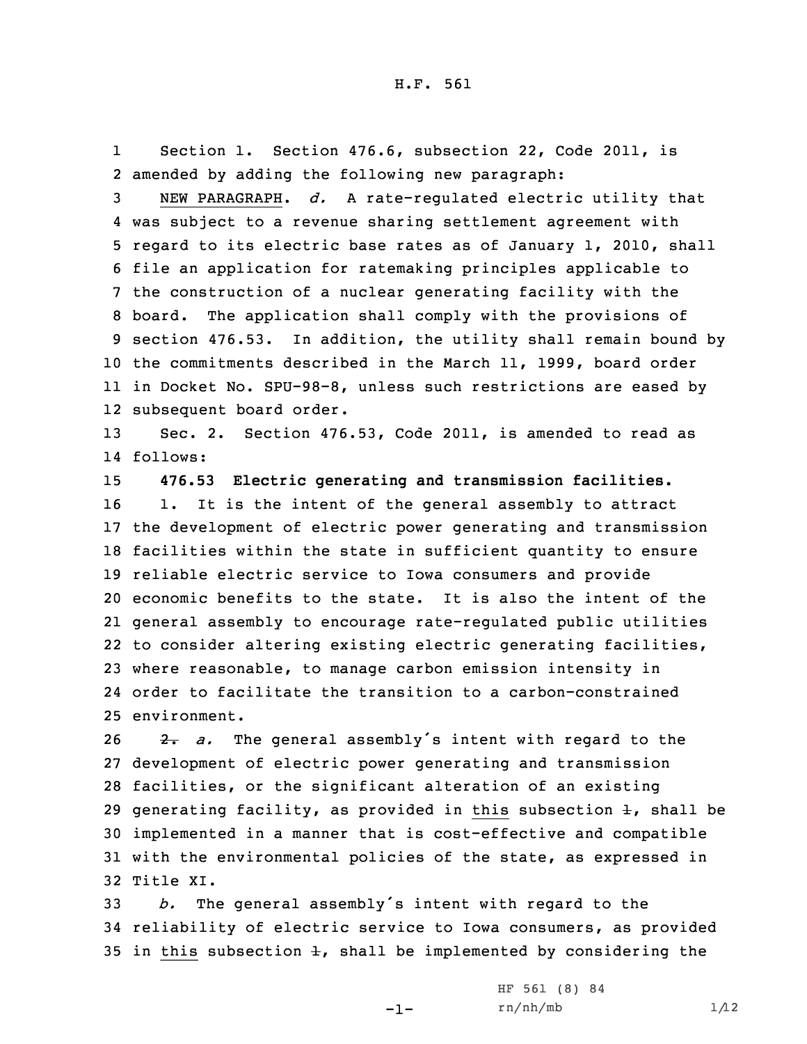Section 1. Section 476.6, subsection 22, Code 2011, is amended by adding the following new paragraph:

NEW PARAGRAPH. *d.* A rate-regulated electric utility that was subject to a revenue sharing settlement agreement with regard to its electric base rates as of January 1, 2010, shall file an application for ratemaking principles applicable to the construction of a nuclear generating facility with the board. The application shall comply with the provisions of section 476.53. In addition, the utility shall remain bound by the commitments described in the March 11, 1999, board order in Docket No. SPU-98-8, unless such restrictions are eased by subsequent board order.

Sec. 2. Section 476.53, Code 2011, is amended to read as follows:

**476.53 Electric generating and transmission facilities.**

1. It is the intent of the general assembly to attract the development of electric power generating and transmission facilities within the state in sufficient quantity to ensure reliable electric service to Iowa consumers and provide economic benefits to the state. It is also the intent of the general assembly to encourage rate-regulated public utilities to consider altering existing electric generating facilities, where reasonable, to manage carbon emission intensity in order to facilitate the transition to a carbon-constrained environment.

~~2.~~ *a.* The general assembly's intent with regard to the development of electric power generating and transmission facilities, or the significant alteration of an existing generating facility, as provided in this subsection ~~1~~, shall be implemented in a manner that is cost-effective and compatible with the environmental policies of the state, as expressed in Title XI.

*b.* The general assembly's intent with regard to the reliability of electric service to Iowa consumers, as provided in this subsection ~~1~~, shall be implemented by considering the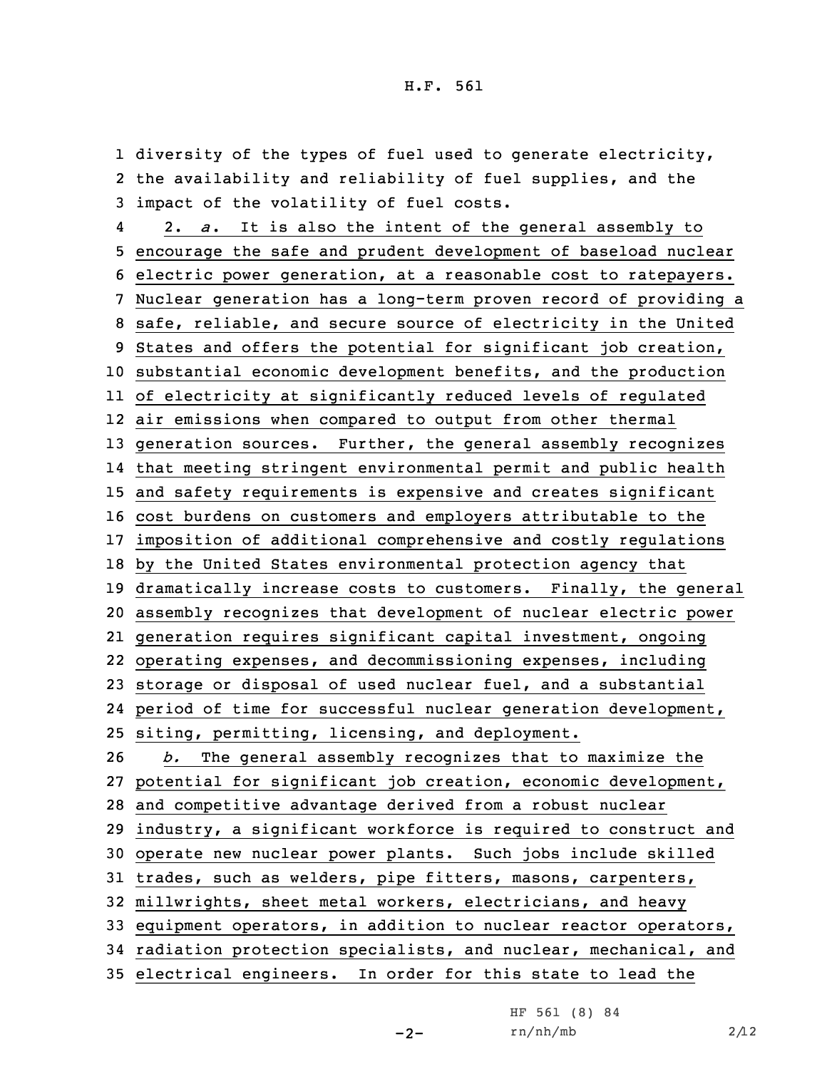diversity of the types of fuel used to generate electricity, the availability and reliability of fuel supplies, and the impact of the volatility of fuel costs.

2. *a*. It is also the intent of the general assembly to encourage the safe and prudent development of baseload nuclear electric power generation, at a reasonable cost to ratepayers. Nuclear generation has a long-term proven record of providing a safe, reliable, and secure source of electricity in the United States and offers the potential for significant job creation, substantial economic development benefits, and the production of electricity at significantly reduced levels of regulated air emissions when compared to output from other thermal generation sources. Further, the general assembly recognizes that meeting stringent environmental permit and public health and safety requirements is expensive and creates significant cost burdens on customers and employers attributable to the imposition of additional comprehensive and costly regulations by the United States environmental protection agency that dramatically increase costs to customers. Finally, the general assembly recognizes that development of nuclear electric power generation requires significant capital investment, ongoing operating expenses, and decommissioning expenses, including storage or disposal of used nuclear fuel, and a substantial period of time for successful nuclear generation development, siting, permitting, licensing, and deployment.

*b.* The general assembly recognizes that to maximize the potential for significant job creation, economic development, and competitive advantage derived from a robust nuclear industry, a significant workforce is required to construct and operate new nuclear power plants. Such jobs include skilled trades, such as welders, pipe fitters, masons, carpenters, millwrights, sheet metal workers, electricians, and heavy equipment operators, in addition to nuclear reactor operators, radiation protection specialists, and nuclear, mechanical, and electrical engineers. In order for this state to lead the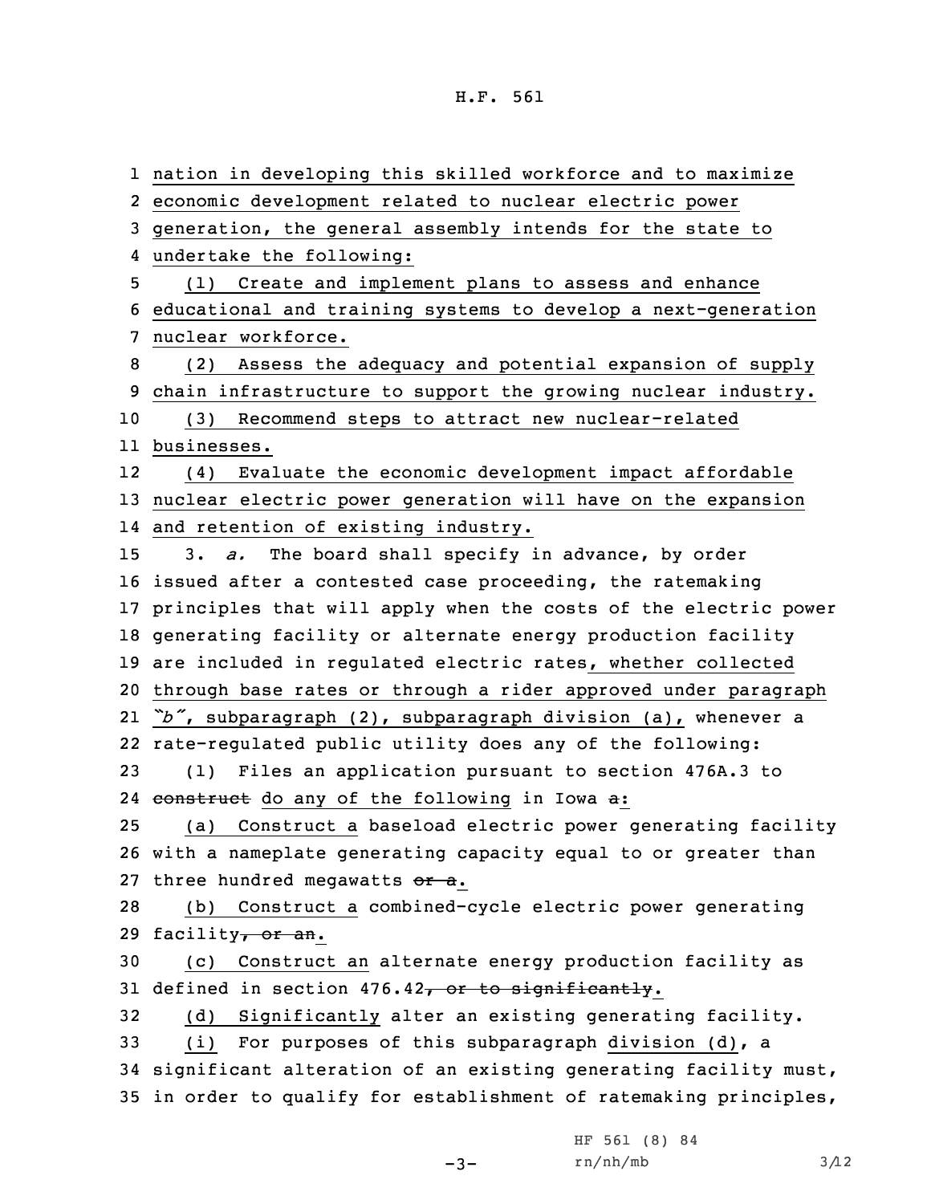nation in developing this skilled workforce and to maximize economic development related to nuclear electric power generation, the general assembly intends for the state to undertake the following:

(1) Create and implement plans to assess and enhance educational and training systems to develop a next-generation nuclear workforce.

(2) Assess the adequacy and potential expansion of supply chain infrastructure to support the growing nuclear industry.

(3) Recommend steps to attract new nuclear-related businesses.

(4) Evaluate the economic development impact affordable nuclear electric power generation will have on the expansion and retention of existing industry.

3. *a.* The board shall specify in advance, by order issued after a contested case proceeding, the ratemaking principles that will apply when the costs of the electric power generating facility or alternate energy production facility are included in regulated electric rates, whether collected through base rates or through a rider approved under paragraph *"b"*, subparagraph (2), subparagraph division (a), whenever a rate-regulated public utility does any of the following:

(1) Files an application pursuant to section 476A.3 to ~~construct~~ do any of the following in Iowa ~~a~~:

(a) Construct a baseload electric power generating facility with a nameplate generating capacity equal to or greater than three hundred megawatts ~~or a~~.

(b) Construct a combined-cycle electric power generating facility~~, or an~~.

(c) Construct an alternate energy production facility as defined in section 476.42~~, or to significantly~~.

(d) Significantly alter an existing generating facility.

(i) For purposes of this subparagraph division (d), a significant alteration of an existing generating facility must, in order to qualify for establishment of ratemaking principles,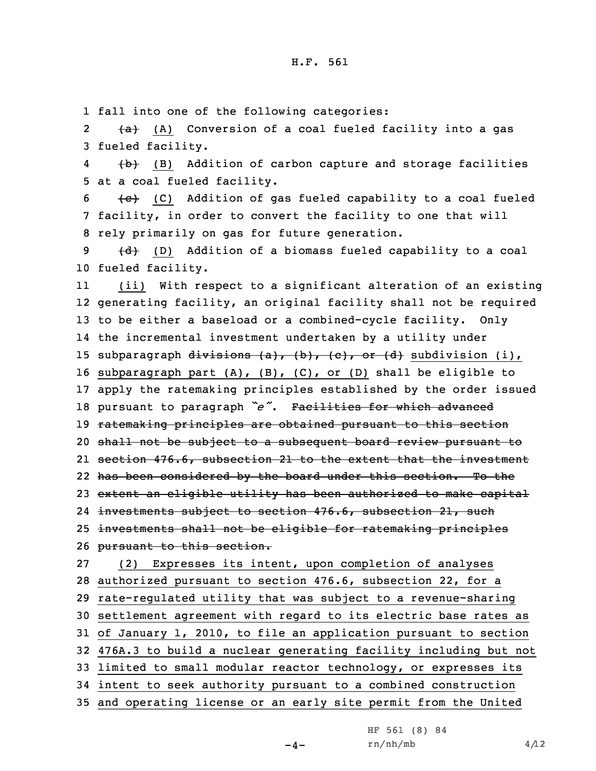fall into one of the following categories:

~~(a)~~ (A) Conversion of a coal fueled facility into a gas fueled facility.

~~(b)~~ (B) Addition of carbon capture and storage facilities at a coal fueled facility.

~~(c)~~ (C) Addition of gas fueled capability to a coal fueled facility, in order to convert the facility to one that will rely primarily on gas for future generation.

~~(d)~~ (D) Addition of a biomass fueled capability to a coal fueled facility.

(ii) With respect to a significant alteration of an existing generating facility, an original facility shall not be required to be either a baseload or a combined-cycle facility. Only the incremental investment undertaken by a utility under subparagraph ~~divisions (a), (b), (c), or (d)~~ subdivision (i), subparagraph part (A), (B), (C), or (D) shall be eligible to apply the ratemaking principles established by the order issued pursuant to paragraph *"e"*. ~~Facilities for which advanced ratemaking principles are obtained pursuant to this section shall not be subject to a subsequent board review pursuant to section 476.6, subsection 21 to the extent that the investment has been considered by the board under this section. To the extent an eligible utility has been authorized to make capital investments subject to section 476.6, subsection 21, such investments shall not be eligible for ratemaking principles pursuant to this section.~~

(2) Expresses its intent, upon completion of analyses authorized pursuant to section 476.6, subsection 22, for a rate-regulated utility that was subject to a revenue-sharing settlement agreement with regard to its electric base rates as of January 1, 2010, to file an application pursuant to section 476A.3 to build a nuclear generating facility including but not limited to small modular reactor technology, or expresses its intent to seek authority pursuant to a combined construction and operating license or an early site permit from the United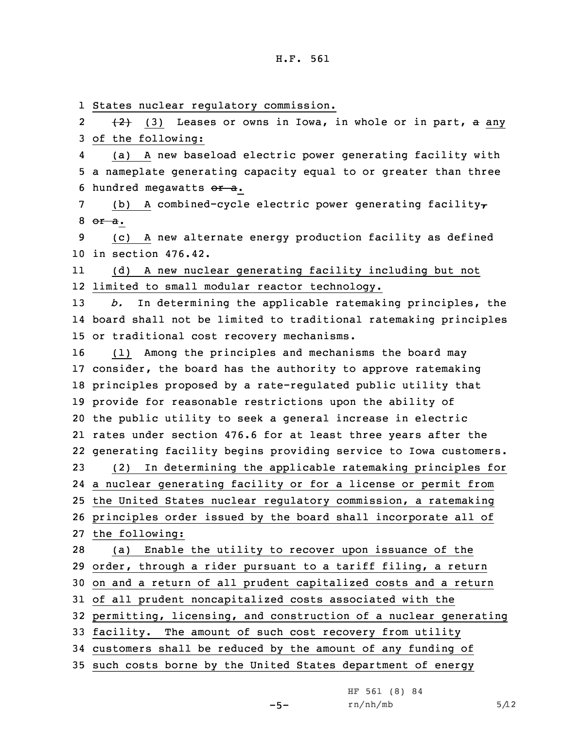States nuclear regulatory commission.

~~(2)~~ (3) Leases or owns in Iowa, in whole or in part, ~~a~~ any of the following:

(a) A new baseload electric power generating facility with a nameplate generating capacity equal to or greater than three hundred megawatts ~~or a~~.

(b) A combined-cycle electric power generating facility~~,~~ ~~or a~~.

(c) A new alternate energy production facility as defined in section 476.42.

(d) A new nuclear generating facility including but not limited to small modular reactor technology.

*b.* In determining the applicable ratemaking principles, the board shall not be limited to traditional ratemaking principles or traditional cost recovery mechanisms.

(1) Among the principles and mechanisms the board may consider, the board has the authority to approve ratemaking principles proposed by a rate-regulated public utility that provide for reasonable restrictions upon the ability of the public utility to seek a general increase in electric rates under section 476.6 for at least three years after the generating facility begins providing service to Iowa customers.

(2) In determining the applicable ratemaking principles for a nuclear generating facility or for a license or permit from the United States nuclear regulatory commission, a ratemaking principles order issued by the board shall incorporate all of the following:

(a) Enable the utility to recover upon issuance of the order, through a rider pursuant to a tariff filing, a return on and a return of all prudent capitalized costs and a return of all prudent noncapitalized costs associated with the permitting, licensing, and construction of a nuclear generating facility. The amount of such cost recovery from utility customers shall be reduced by the amount of any funding of such costs borne by the United States department of energy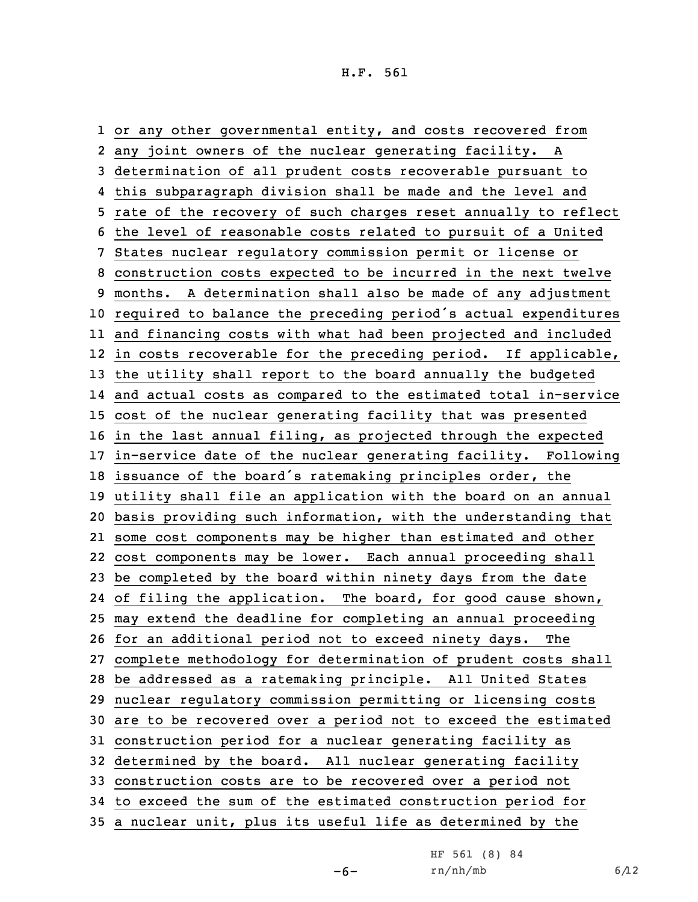or any other governmental entity, and costs recovered from any joint owners of the nuclear generating facility. A determination of all prudent costs recoverable pursuant to this subparagraph division shall be made and the level and rate of the recovery of such charges reset annually to reflect the level of reasonable costs related to pursuit of a United States nuclear regulatory commission permit or license or construction costs expected to be incurred in the next twelve months. A determination shall also be made of any adjustment required to balance the preceding period's actual expenditures and financing costs with what had been projected and included in costs recoverable for the preceding period. If applicable, the utility shall report to the board annually the budgeted and actual costs as compared to the estimated total in-service cost of the nuclear generating facility that was presented in the last annual filing, as projected through the expected in-service date of the nuclear generating facility. Following issuance of the board's ratemaking principles order, the utility shall file an application with the board on an annual basis providing such information, with the understanding that some cost components may be higher than estimated and other cost components may be lower. Each annual proceeding shall be completed by the board within ninety days from the date of filing the application. The board, for good cause shown, may extend the deadline for completing an annual proceeding for an additional period not to exceed ninety days. The complete methodology for determination of prudent costs shall be addressed as a ratemaking principle. All United States nuclear regulatory commission permitting or licensing costs are to be recovered over a period not to exceed the estimated construction period for a nuclear generating facility as determined by the board. All nuclear generating facility construction costs are to be recovered over a period not to exceed the sum of the estimated construction period for a nuclear unit, plus its useful life as determined by the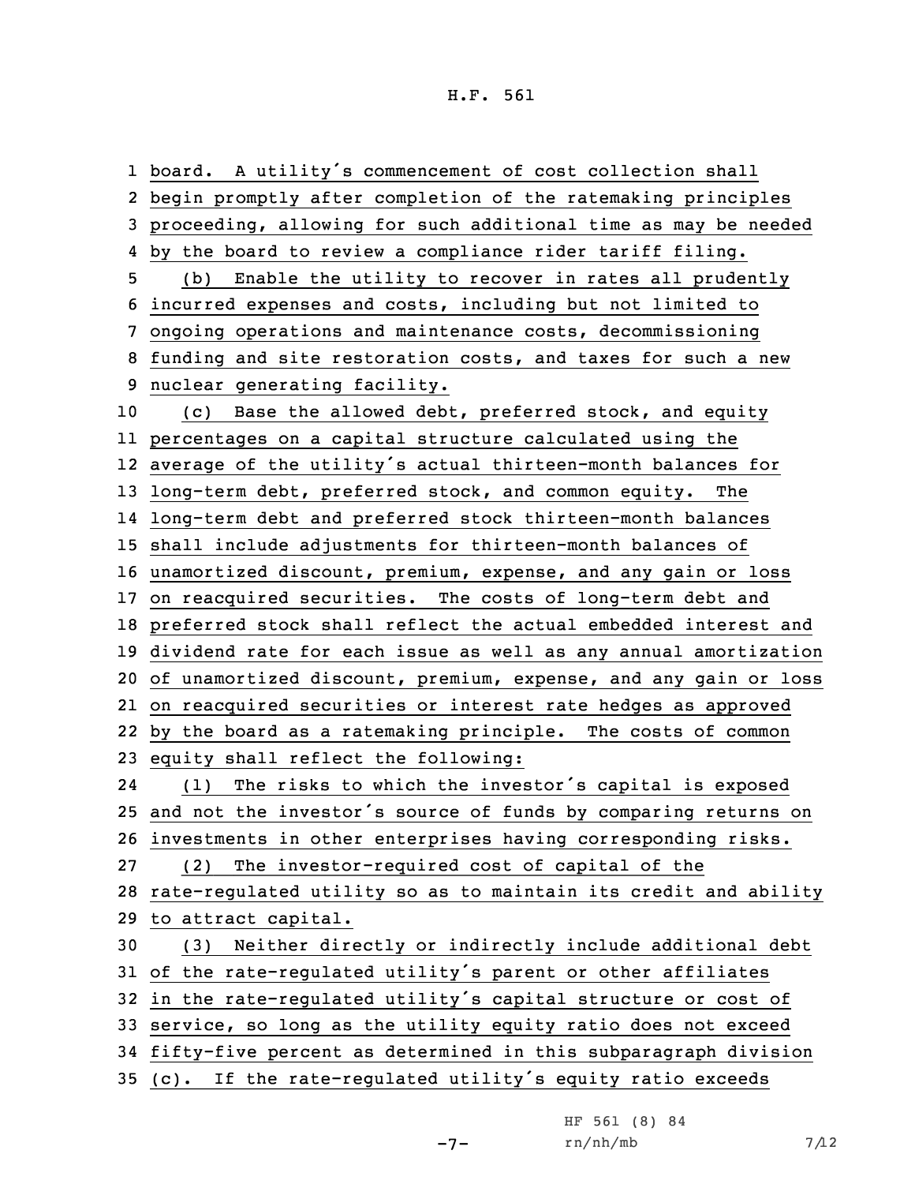board. A utility's commencement of cost collection shall begin promptly after completion of the ratemaking principles proceeding, allowing for such additional time as may be needed by the board to review a compliance rider tariff filing.

(b) Enable the utility to recover in rates all prudently incurred expenses and costs, including but not limited to ongoing operations and maintenance costs, decommissioning funding and site restoration costs, and taxes for such a new nuclear generating facility.

(c) Base the allowed debt, preferred stock, and equity percentages on a capital structure calculated using the average of the utility's actual thirteen-month balances for long-term debt, preferred stock, and common equity. The long-term debt and preferred stock thirteen-month balances shall include adjustments for thirteen-month balances of unamortized discount, premium, expense, and any gain or loss on reacquired securities. The costs of long-term debt and preferred stock shall reflect the actual embedded interest and dividend rate for each issue as well as any annual amortization of unamortized discount, premium, expense, and any gain or loss on reacquired securities or interest rate hedges as approved by the board as a ratemaking principle. The costs of common equity shall reflect the following:

(1) The risks to which the investor's capital is exposed and not the investor's source of funds by comparing returns on investments in other enterprises having corresponding risks.

(2) The investor-required cost of capital of the rate-regulated utility so as to maintain its credit and ability to attract capital.

(3) Neither directly or indirectly include additional debt of the rate-regulated utility's parent or other affiliates in the rate-regulated utility's capital structure or cost of service, so long as the utility equity ratio does not exceed fifty-five percent as determined in this subparagraph division (c). If the rate-regulated utility's equity ratio exceeds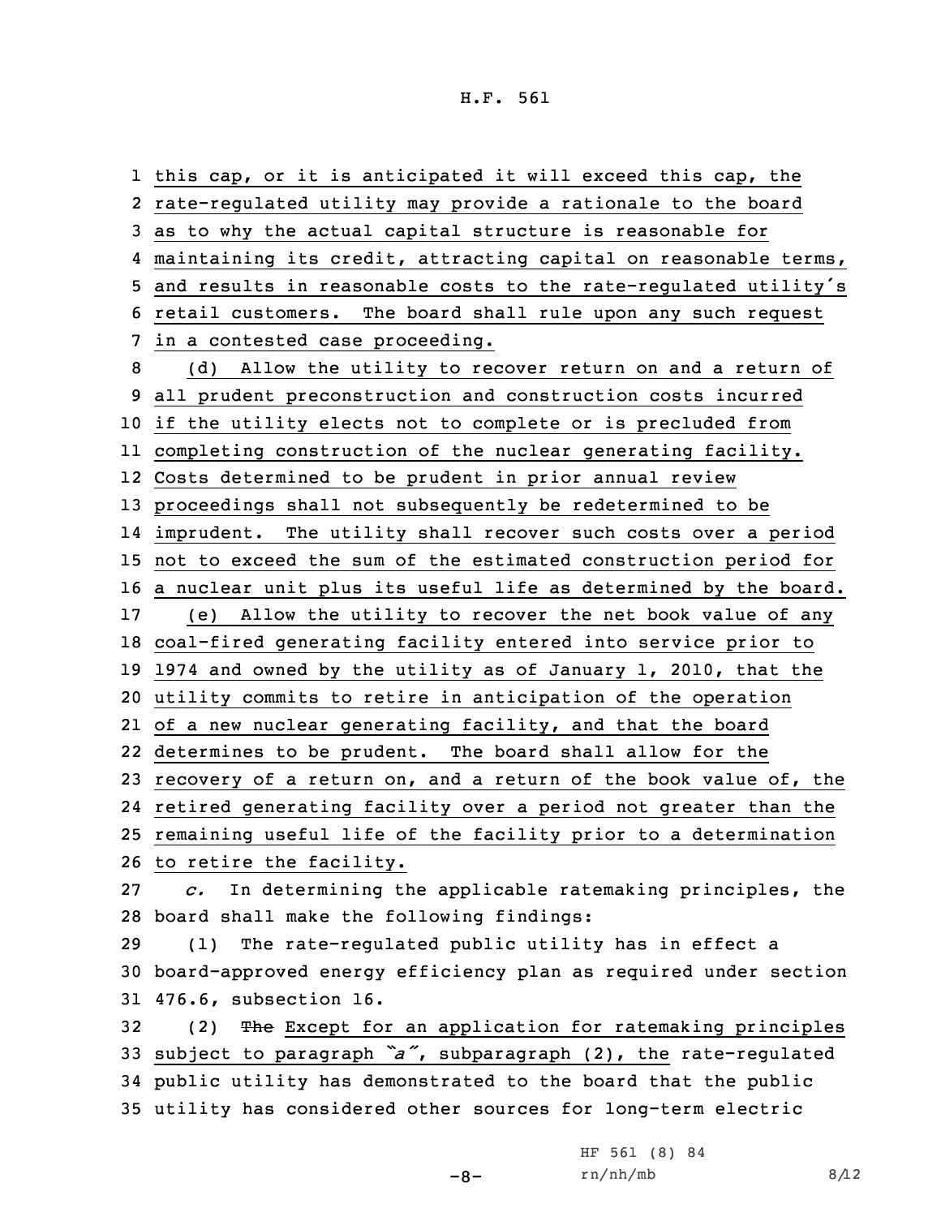this cap, or it is anticipated it will exceed this cap, the rate-regulated utility may provide a rationale to the board as to why the actual capital structure is reasonable for maintaining its credit, attracting capital on reasonable terms, and results in reasonable costs to the rate-regulated utility's retail customers. The board shall rule upon any such request in a contested case proceeding.

(d) Allow the utility to recover return on and a return of all prudent preconstruction and construction costs incurred if the utility elects not to complete or is precluded from completing construction of the nuclear generating facility. Costs determined to be prudent in prior annual review proceedings shall not subsequently be redetermined to be imprudent. The utility shall recover such costs over a period not to exceed the sum of the estimated construction period for a nuclear unit plus its useful life as determined by the board.

(e) Allow the utility to recover the net book value of any coal-fired generating facility entered into service prior to 1974 and owned by the utility as of January 1, 2010, that the utility commits to retire in anticipation of the operation of a new nuclear generating facility, and that the board determines to be prudent. The board shall allow for the recovery of a return on, and a return of the book value of, the retired generating facility over a period not greater than the remaining useful life of the facility prior to a determination to retire the facility.

*c.* In determining the applicable ratemaking principles, the board shall make the following findings:

(1) The rate-regulated public utility has in effect a board-approved energy efficiency plan as required under section 476.6, subsection 16.

(2) ~~The~~ Except for an application for ratemaking principles subject to paragraph *"a"*, subparagraph (2), the rate-regulated public utility has demonstrated to the board that the public utility has considered other sources for long-term electric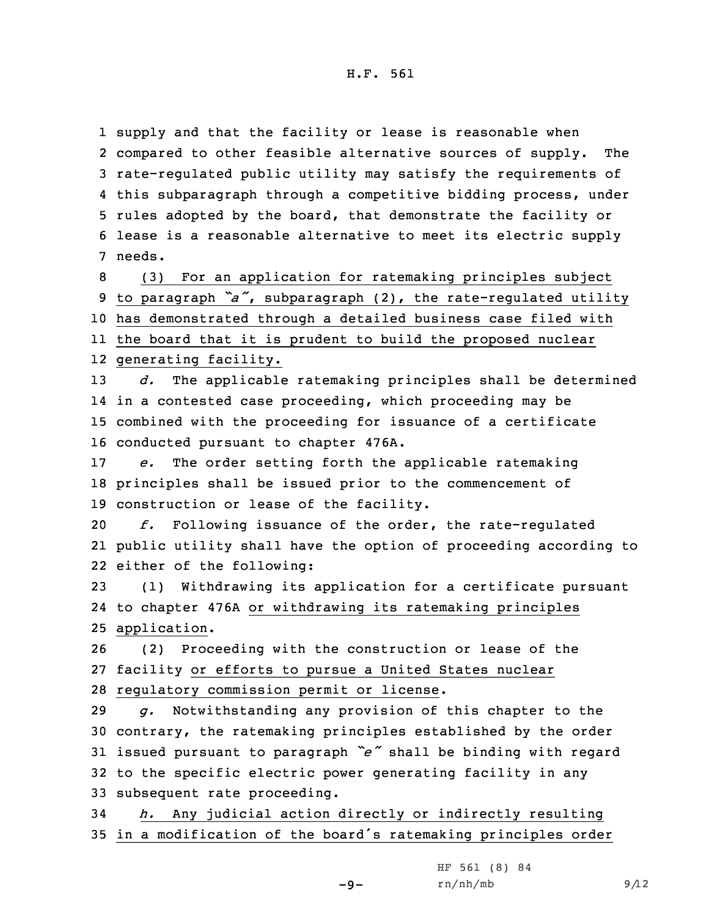supply and that the facility or lease is reasonable when compared to other feasible alternative sources of supply. The rate-regulated public utility may satisfy the requirements of this subparagraph through a competitive bidding process, under rules adopted by the board, that demonstrate the facility or lease is a reasonable alternative to meet its electric supply needs.

(3) For an application for ratemaking principles subject to paragraph *"a"*, subparagraph (2), the rate-regulated utility has demonstrated through a detailed business case filed with the board that it is prudent to build the proposed nuclear generating facility.

*d.* The applicable ratemaking principles shall be determined in a contested case proceeding, which proceeding may be combined with the proceeding for issuance of a certificate conducted pursuant to chapter 476A.

*e.* The order setting forth the applicable ratemaking principles shall be issued prior to the commencement of construction or lease of the facility.

*f.* Following issuance of the order, the rate-regulated public utility shall have the option of proceeding according to either of the following:

(1) Withdrawing its application for a certificate pursuant to chapter 476A or withdrawing its ratemaking principles application.

(2) Proceeding with the construction or lease of the facility or efforts to pursue a United States nuclear regulatory commission permit or license.

*g.* Notwithstanding any provision of this chapter to the contrary, the ratemaking principles established by the order issued pursuant to paragraph *"e"* shall be binding with regard to the specific electric power generating facility in any subsequent rate proceeding.

*h.* Any judicial action directly or indirectly resulting in a modification of the board's ratemaking principles order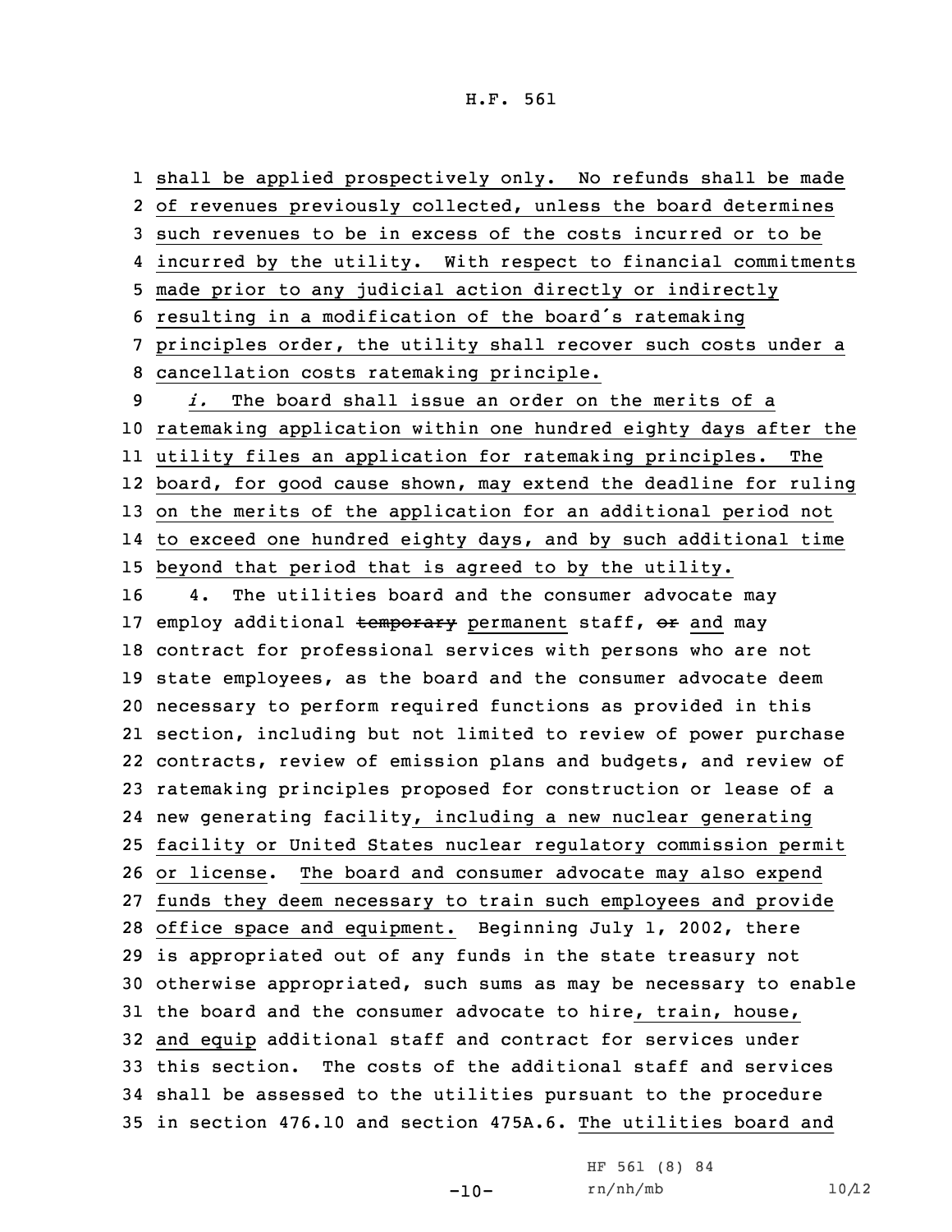shall be applied prospectively only. No refunds shall be made of revenues previously collected, unless the board determines such revenues to be in excess of the costs incurred or to be incurred by the utility. With respect to financial commitments made prior to any judicial action directly or indirectly resulting in a modification of the board's ratemaking principles order, the utility shall recover such costs under a cancellation costs ratemaking principle.

*i.* The board shall issue an order on the merits of a ratemaking application within one hundred eighty days after the utility files an application for ratemaking principles. The board, for good cause shown, may extend the deadline for ruling on the merits of the application for an additional period not to exceed one hundred eighty days, and by such additional time beyond that period that is agreed to by the utility.

4. The utilities board and the consumer advocate may employ additional ~~temporary~~ permanent staff, ~~or~~ and may contract for professional services with persons who are not state employees, as the board and the consumer advocate deem necessary to perform required functions as provided in this section, including but not limited to review of power purchase contracts, review of emission plans and budgets, and review of ratemaking principles proposed for construction or lease of a new generating facility, including a new nuclear generating facility or United States nuclear regulatory commission permit or license. The board and consumer advocate may also expend funds they deem necessary to train such employees and provide office space and equipment. Beginning July 1, 2002, there is appropriated out of any funds in the state treasury not otherwise appropriated, such sums as may be necessary to enable the board and the consumer advocate to hire, train, house, and equip additional staff and contract for services under this section. The costs of the additional staff and services shall be assessed to the utilities pursuant to the procedure in section 476.10 and section 475A.6. The utilities board and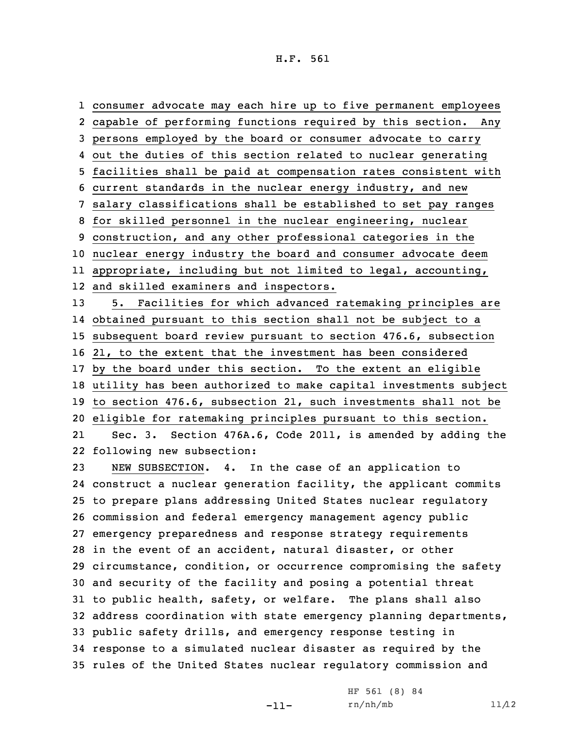consumer advocate may each hire up to five permanent employees capable of performing functions required by this section. Any persons employed by the board or consumer advocate to carry out the duties of this section related to nuclear generating facilities shall be paid at compensation rates consistent with current standards in the nuclear energy industry, and new salary classifications shall be established to set pay ranges for skilled personnel in the nuclear engineering, nuclear construction, and any other professional categories in the nuclear energy industry the board and consumer advocate deem appropriate, including but not limited to legal, accounting, and skilled examiners and inspectors.

5. Facilities for which advanced ratemaking principles are obtained pursuant to this section shall not be subject to a subsequent board review pursuant to section 476.6, subsection 21, to the extent that the investment has been considered by the board under this section. To the extent an eligible utility has been authorized to make capital investments subject to section 476.6, subsection 21, such investments shall not be eligible for ratemaking principles pursuant to this section.

Sec. 3. Section 476A.6, Code 2011, is amended by adding the following new subsection:

NEW SUBSECTION. 4. In the case of an application to construct a nuclear generation facility, the applicant commits to prepare plans addressing United States nuclear regulatory commission and federal emergency management agency public emergency preparedness and response strategy requirements in the event of an accident, natural disaster, or other circumstance, condition, or occurrence compromising the safety and security of the facility and posing a potential threat to public health, safety, or welfare. The plans shall also address coordination with state emergency planning departments, public safety drills, and emergency response testing in response to a simulated nuclear disaster as required by the rules of the United States nuclear regulatory commission and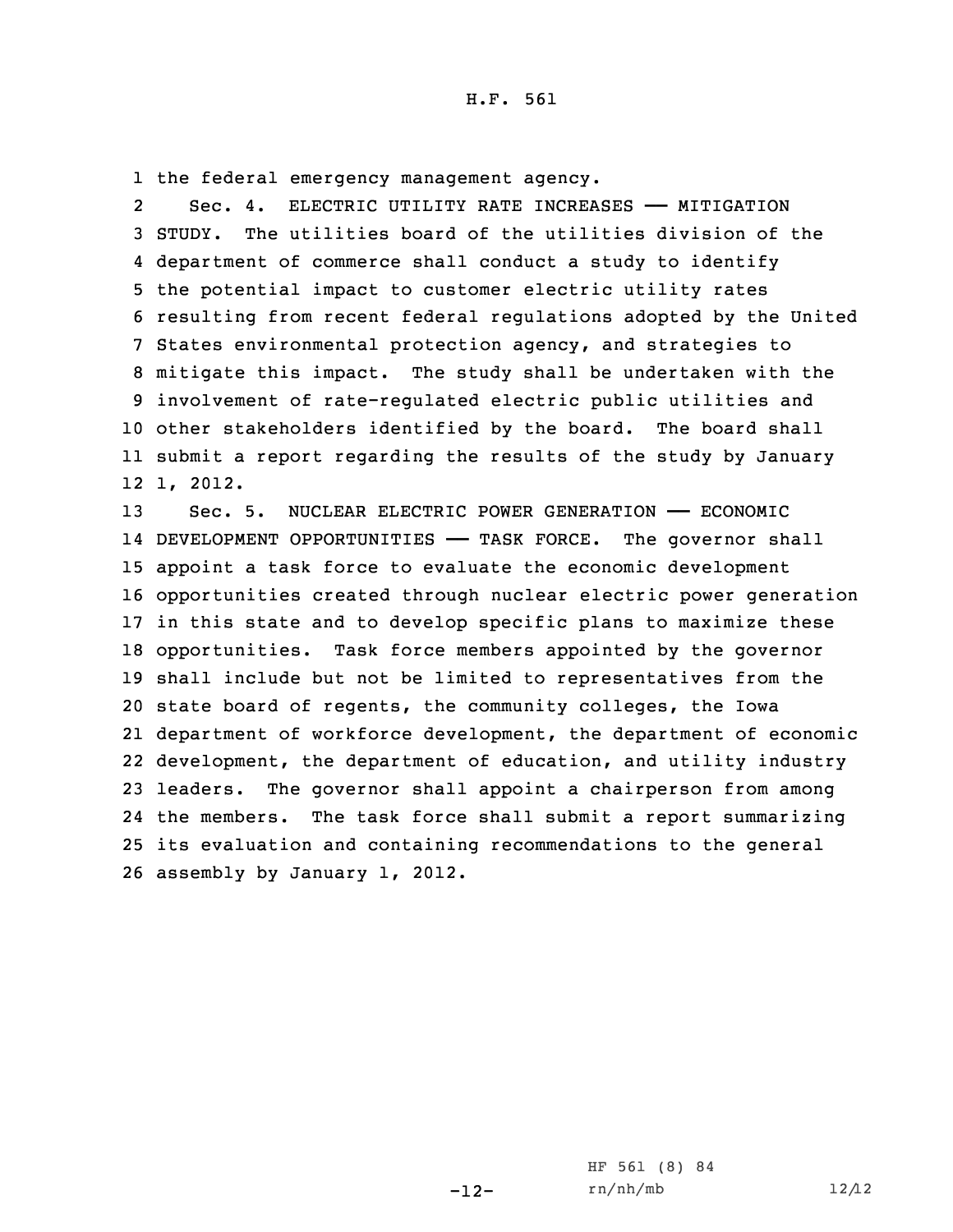the federal emergency management agency.

Sec. 4. ELECTRIC UTILITY RATE INCREASES —— MITIGATION STUDY. The utilities board of the utilities division of the department of commerce shall conduct a study to identify the potential impact to customer electric utility rates resulting from recent federal regulations adopted by the United States environmental protection agency, and strategies to mitigate this impact. The study shall be undertaken with the involvement of rate-regulated electric public utilities and other stakeholders identified by the board. The board shall submit a report regarding the results of the study by January 1, 2012.

Sec. 5. NUCLEAR ELECTRIC POWER GENERATION —— ECONOMIC DEVELOPMENT OPPORTUNITIES —— TASK FORCE. The governor shall appoint a task force to evaluate the economic development opportunities created through nuclear electric power generation in this state and to develop specific plans to maximize these opportunities. Task force members appointed by the governor shall include but not be limited to representatives from the state board of regents, the community colleges, the Iowa department of workforce development, the department of economic development, the department of education, and utility industry leaders. The governor shall appoint a chairperson from among the members. The task force shall submit a report summarizing its evaluation and containing recommendations to the general assembly by January 1, 2012.